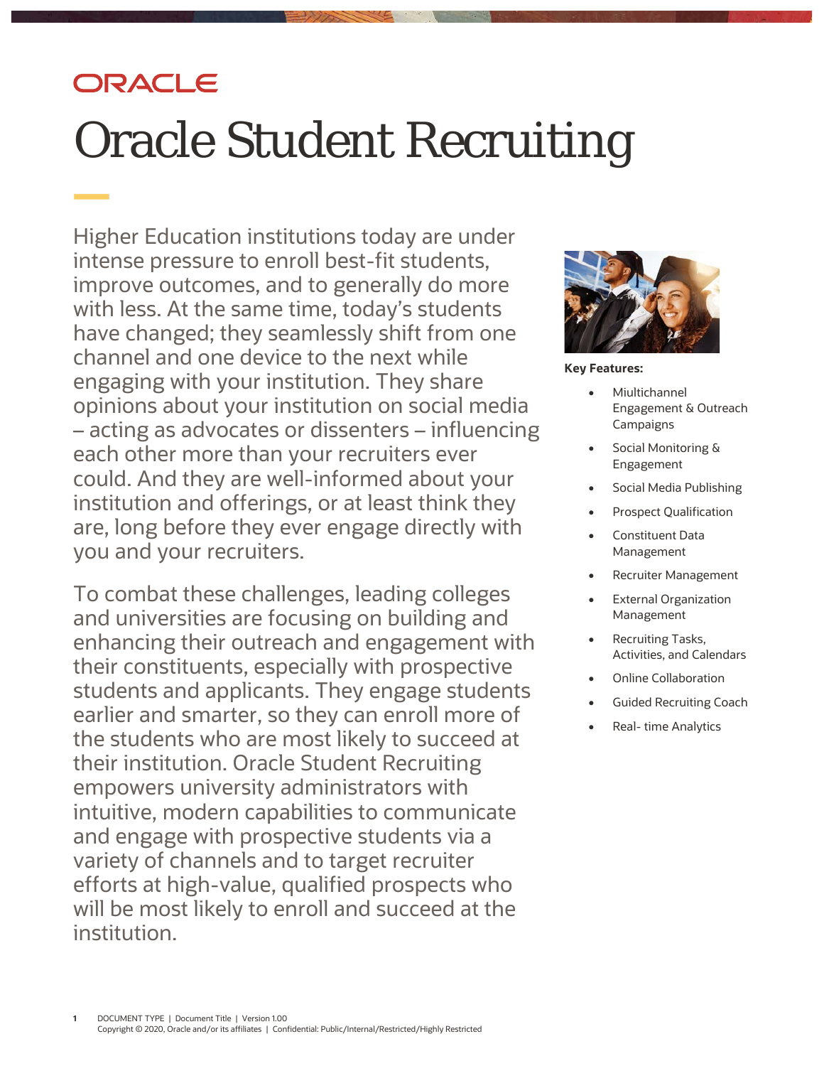ORACLE

# Oracle Student Recruiting

Higher Education institutions today are under intense pressure to enroll best-fit students, improve outcomes, and to generally do more with less. At the same time, today's students have changed; they seamlessly shift from one channel and one device to the next while engaging with your institution. They share opinions about your institution on social media – acting as advocates or dissenters – influencing each other more than your recruiters ever could. And they are well-informed about your institution and offerings, or at least think they are, long before they ever engage directly with you and your recruiters.

To combat these challenges, leading colleges and universities are focusing on building and enhancing their outreach and engagement with their constituents, especially with prospective students and applicants. They engage students earlier and smarter, so they can enroll more of the students who are most likely to succeed at their institution. Oracle Student Recruiting empowers university administrators with intuitive, modern capabilities to communicate and engage with prospective students via a variety of channels and to target recruiter efforts at high-value, qualified prospects who will be most likely to enroll and succeed at the institution.

**Key Features:**

- Miultichannel Engagement & Outreach Campaigns
- Social Monitoring & Engagement
- Social Media Publishing
- Prospect Qualification
- Constituent Data Management
- Recruiter Management
- External Organization Management
- Recruiting Tasks, Activities, and Calendars
- Online Collaboration
- Guided Recruiting Coach
- Real- time Analytics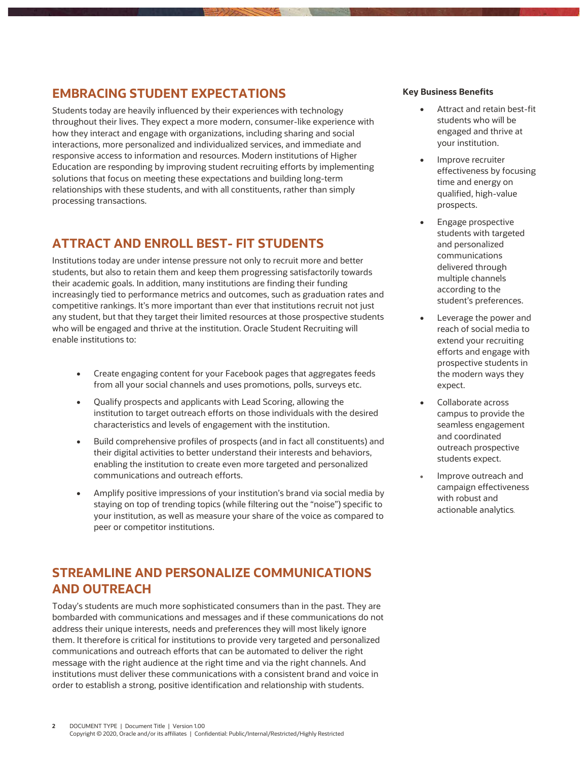## EMBRACING STUDENT EXPECTATIONS

Students today are heavily influenced by their experiences with technology throughout their lives. They expect a more modern, consumer-like experience with how they interact and engage with organizations, including sharing and social interactions, more personalized and individualized services, and immediate and responsive access to information and resources. Modern institutions of Higher Education are responding by improving student recruiting efforts by implementing solutions that focus on meeting these expectations and building long-term relationships with these students, and with all constituents, rather than simply processing transactions.

## ATTRACT AND ENROLL BEST- FIT STUDENTS

Institutions today are under intense pressure not only to recruit more and better students, but also to retain them and keep them progressing satisfactorily towards their academic goals. In addition, many institutions are finding their funding increasingly tied to performance metrics and outcomes, such as graduation rates and competitive rankings. It's more important than ever that institutions recruit not just any student, but that they target their limited resources at those prospective students who will be engaged and thrive at the institution. Oracle Student Recruiting will enable institutions to:

- Create engaging content for your Facebook pages that aggregates feeds from all your social channels and uses promotions, polls, surveys etc.
- Qualify prospects and applicants with Lead Scoring, allowing the institution to target outreach efforts on those individuals with the desired characteristics and levels of engagement with the institution.
- Build comprehensive profiles of prospects (and in fact all constituents) and their digital activities to better understand their interests and behaviors, enabling the institution to create even more targeted and personalized communications and outreach efforts.
- Amplify positive impressions of your institution's brand via social media by staying on top of trending topics (while filtering out the "noise") specific to your institution, as well as measure your share of the voice as compared to peer or competitor institutions.

## STREAMLINE AND PERSONALIZE COMMUNICATIONS AND OUTREACH

Today's students are much more sophisticated consumers than in the past. They are bombarded with communications and messages and if these communications do not address their unique interests, needs and preferences they will most likely ignore them. It therefore is critical for institutions to provide very targeted and personalized communications and outreach efforts that can be automated to deliver the right message with the right audience at the right time and via the right channels. And institutions must deliver these communications with a consistent brand and voice in order to establish a strong, positive identification and relationship with students.

**Key Business Benefits**

- Attract and retain best-fit students who will be engaged and thrive at your institution.
- Improve recruiter effectiveness by focusing time and energy on qualified, high-value prospects.
- Engage prospective students with targeted and personalized communications delivered through multiple channels according to the student's preferences.
- Leverage the power and reach of social media to extend your recruiting efforts and engage with prospective students in the modern ways they expect.
- Collaborate across campus to provide the seamless engagement and coordinated outreach prospective students expect.
- Improve outreach and campaign effectiveness with robust and actionable analytics.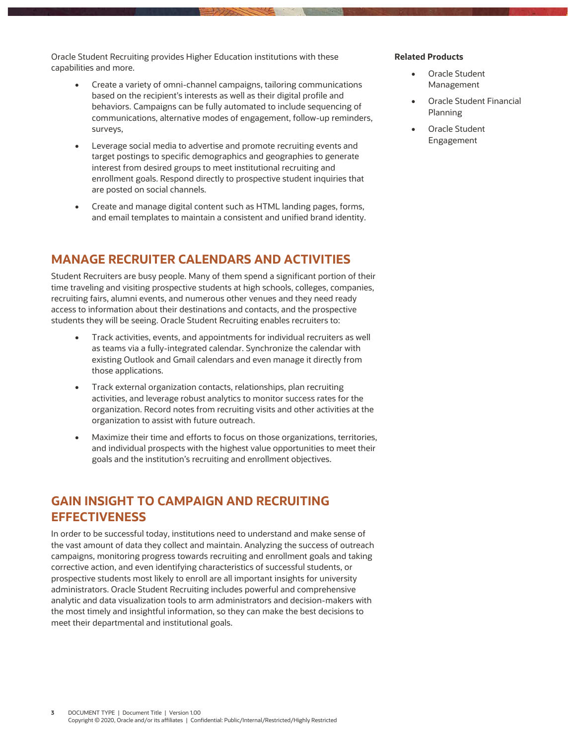Oracle Student Recruiting provides Higher Education institutions with these capabilities and more.

- Create a variety of omni-channel campaigns, tailoring communications based on the recipient's interests as well as their digital profile and behaviors. Campaigns can be fully automated to include sequencing of communications, alternative modes of engagement, follow-up reminders, surveys,
- Leverage social media to advertise and promote recruiting events and target postings to specific demographics and geographies to generate interest from desired groups to meet institutional recruiting and enrollment goals. Respond directly to prospective student inquiries that are posted on social channels.
- Create and manage digital content such as HTML landing pages, forms, and email templates to maintain a consistent and unified brand identity.

## MANAGE RECRUITER CALENDARS AND ACTIVITIES

Student Recruiters are busy people. Many of them spend a significant portion of their time traveling and visiting prospective students at high schools, colleges, companies, recruiting fairs, alumni events, and numerous other venues and they need ready access to information about their destinations and contacts, and the prospective students they will be seeing. Oracle Student Recruiting enables recruiters to:

- Track activities, events, and appointments for individual recruiters as well as teams via a fully-integrated calendar. Synchronize the calendar with existing Outlook and Gmail calendars and even manage it directly from those applications.
- Track external organization contacts, relationships, plan recruiting activities, and leverage robust analytics to monitor success rates for the organization. Record notes from recruiting visits and other activities at the organization to assist with future outreach.
- Maximize their time and efforts to focus on those organizations, territories, and individual prospects with the highest value opportunities to meet their goals and the institution's recruiting and enrollment objectives.

## GAIN INSIGHT TO CAMPAIGN AND RECRUITING EFFECTIVENESS

In order to be successful today, institutions need to understand and make sense of the vast amount of data they collect and maintain. Analyzing the success of outreach campaigns, monitoring progress towards recruiting and enrollment goals and taking corrective action, and even identifying characteristics of successful students, or prospective students most likely to enroll are all important insights for university administrators. Oracle Student Recruiting includes powerful and comprehensive analytic and data visualization tools to arm administrators and decision-makers with the most timely and insightful information, so they can make the best decisions to meet their departmental and institutional goals.

**Related Products**

- Oracle Student Management
- Oracle Student Financial Planning
- Oracle Student Engagement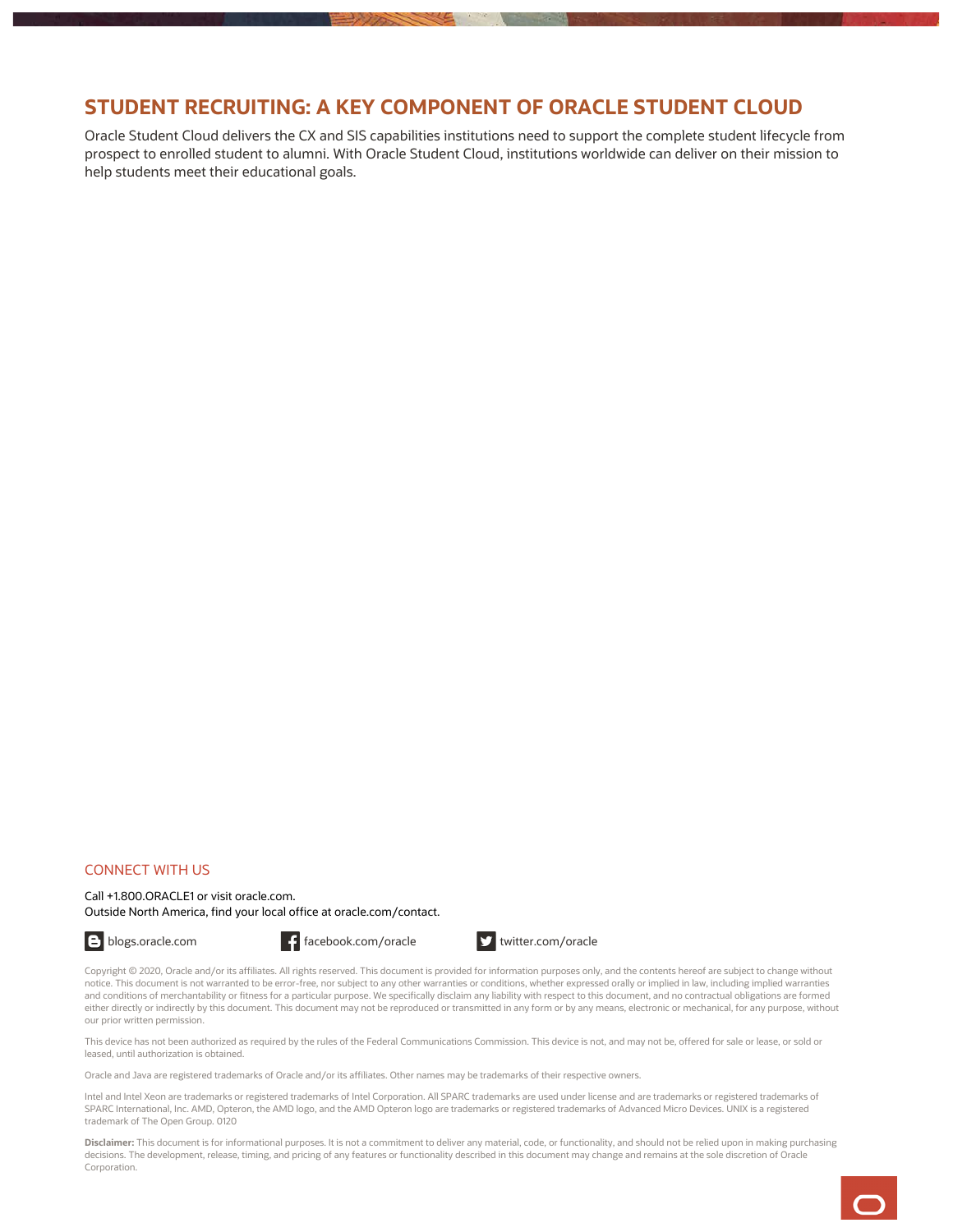## STUDENT RECRUITING: A KEY COMPONENT OF ORACLE STUDENT CLOUD

Oracle Student Cloud delivers the CX and SIS capabilities institutions need to support the complete student lifecycle from prospect to enrolled student to alumni. With Oracle Student Cloud, institutions worldwide can deliver on their mission to help students meet their educational goals.

### CONNECT WITH US

Call +1.800.ORACLE1 or visit oracle.com.
Outside North America, find your local office at oracle.com/contact.

blogs.oracle.com    facebook.com/oracle    twitter.com/oracle

Copyright © 2020, Oracle and/or its affiliates. All rights reserved. This document is provided for information purposes only, and the contents hereof are subject to change without notice. This document is not warranted to be error-free, nor subject to any other warranties or conditions, whether expressed orally or implied in law, including implied warranties and conditions of merchantability or fitness for a particular purpose. We specifically disclaim any liability with respect to this document, and no contractual obligations are formed either directly or indirectly by this document. This document may not be reproduced or transmitted in any form or by any means, electronic or mechanical, for any purpose, without our prior written permission.

This device has not been authorized as required by the rules of the Federal Communications Commission. This device is not, and may not be, offered for sale or lease, or sold or leased, until authorization is obtained.

Oracle and Java are registered trademarks of Oracle and/or its affiliates. Other names may be trademarks of their respective owners.

Intel and Intel Xeon are trademarks or registered trademarks of Intel Corporation. All SPARC trademarks are used under license and are trademarks or registered trademarks of SPARC International, Inc. AMD, Opteron, the AMD logo, and the AMD Opteron logo are trademarks or registered trademarks of Advanced Micro Devices. UNIX is a registered trademark of The Open Group. 0120

**Disclaimer:** This document is for informational purposes. It is not a commitment to deliver any material, code, or functionality, and should not be relied upon in making purchasing decisions. The development, release, timing, and pricing of any features or functionality described in this document may change and remains at the sole discretion of Oracle Corporation.